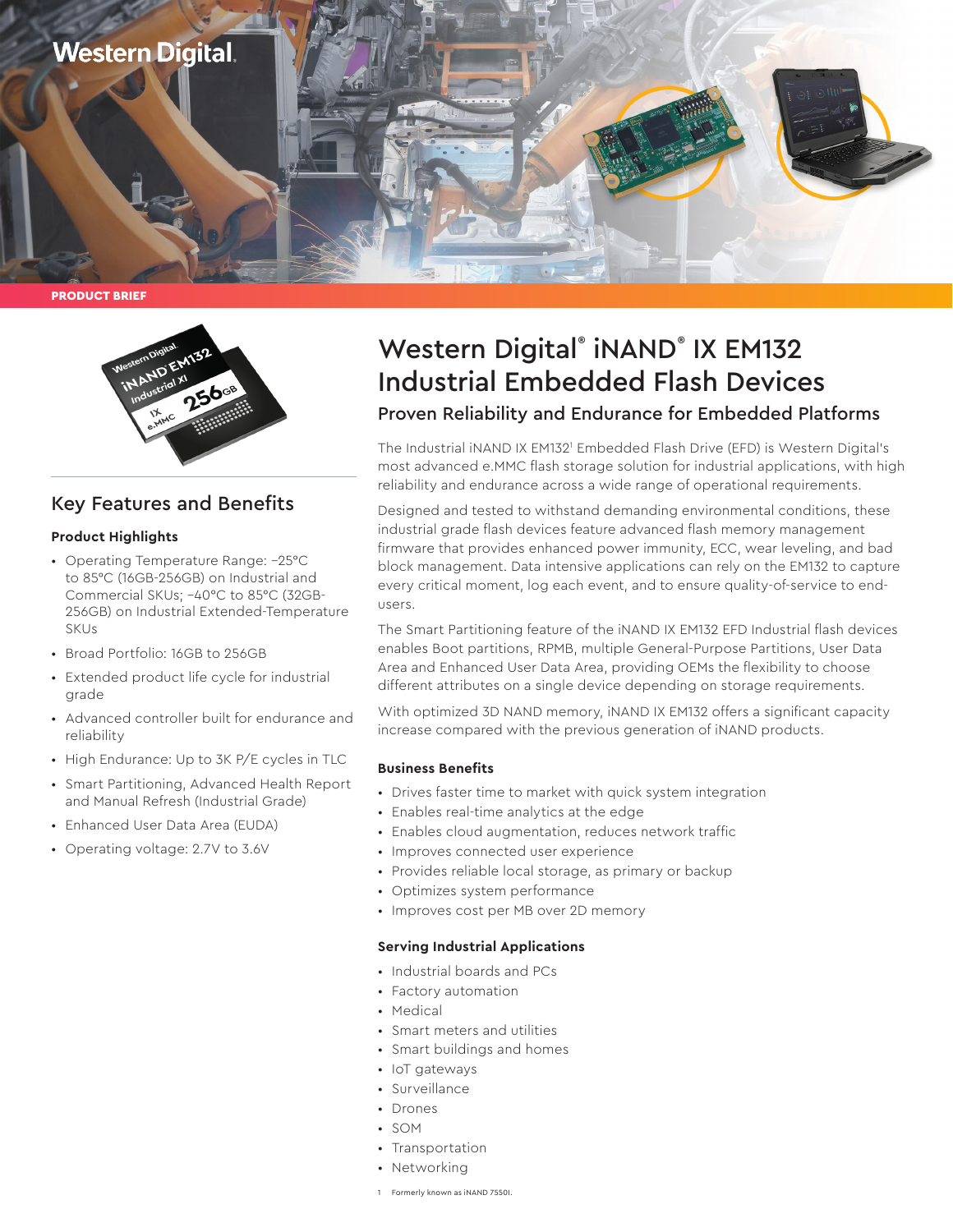Western Digital

PRODUCT BRIEF

# Western Digital® iNAND® IX EM132 Industrial Embedded Flash Devices

## Proven Reliability and Endurance for Embedded Platforms

The Industrial iNAND IX EM132[1] Embedded Flash Drive (EFD) is Western Digital's most advanced e.MMC flash storage solution for industrial applications, with high reliability and endurance across a wide range of operational requirements.

Designed and tested to withstand demanding environmental conditions, these industrial grade flash devices feature advanced flash memory management firmware that provides enhanced power immunity, ECC, wear leveling, and bad block management. Data intensive applications can rely on the EM132 to capture every critical moment, log each event, and to ensure quality-of-service to end-users.

The Smart Partitioning feature of the iNAND IX EM132 EFD Industrial flash devices enables Boot partitions, RPMB, multiple General-Purpose Partitions, User Data Area and Enhanced User Data Area, providing OEMs the flexibility to choose different attributes on a single device depending on storage requirements.

With optimized 3D NAND memory, iNAND IX EM132 offers a significant capacity increase compared with the previous generation of iNAND products.

## Key Features and Benefits

### Product Highlights

- Operating Temperature Range: –25°C to 85°C (16GB-256GB) on Industrial and Commercial SKUs; –40°C to 85°C (32GB-256GB) on Industrial Extended-Temperature SKUs
- Broad Portfolio: 16GB to 256GB
- Extended product life cycle for industrial grade
- Advanced controller built for endurance and reliability
- High Endurance: Up to 3K P/E cycles in TLC
- Smart Partitioning, Advanced Health Report and Manual Refresh (Industrial Grade)
- Enhanced User Data Area (EUDA)
- Operating voltage: 2.7V to 3.6V

### Business Benefits

- Drives faster time to market with quick system integration
- Enables real-time analytics at the edge
- Enables cloud augmentation, reduces network traffic
- Improves connected user experience
- Provides reliable local storage, as primary or backup
- Optimizes system performance
- Improves cost per MB over 2D memory

### Serving Industrial Applications

- Industrial boards and PCs
- Factory automation
- Medical
- Smart meters and utilities
- Smart buildings and homes
- IoT gateways
- Surveillance
- Drones
- SOM
- Transportation
- Networking

1 Formerly known as iNAND 7550I.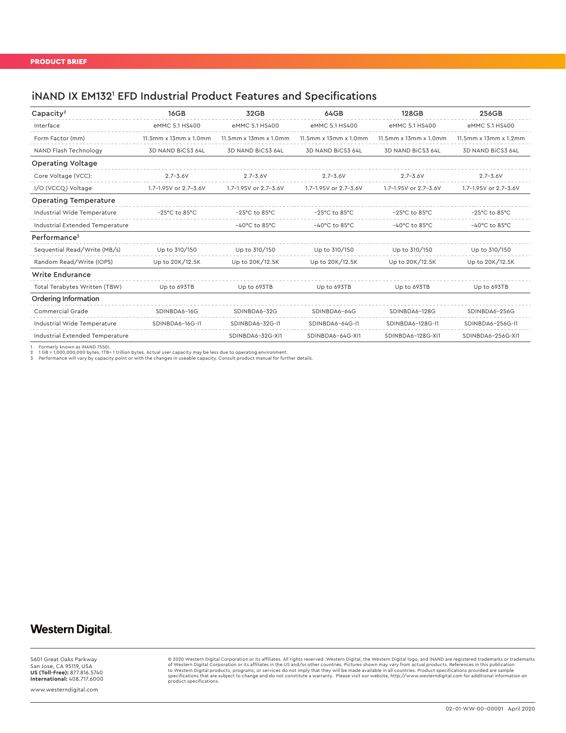PRODUCT BRIEF

## iNAND IX EM132[1] EFD Industrial Product Features and Specifications

| Capacity[2] | 16GB | 32GB | 64GB | 128GB | 256GB |
|---|---|---|---|---|---|
| Interface | eMMC 5.1 HS400 | eMMC 5.1 HS400 | eMMC 5.1 HS400 | eMMC 5.1 HS400 | eMMC 5.1 HS400 |
| Form Factor (mm) | 11.5mm x 13mm x 1.0mm | 11.5mm x 13mm x 1.0mm | 11.5mm x 13mm x 1.0mm | 11.5mm x 13mm x 1.0mm | 11.5mm x 13mm x 1.2mm |
| NAND Flash Technology | 3D NAND BiCS3 64L | 3D NAND BiCS3 64L | 3D NAND BiCS3 64L | 3D NAND BiCS3 64L | 3D NAND BiCS3 64L |
| **Operating Voltage** | | | | | |
| Core Voltage (VCC): | 2.7–3.6V | 2.7–3.6V | 2.7–3.6V | 2.7–3.6V | 2.7–3.6V |
| I/O (VCCQ) Voltage | 1.7–1.95V or 2.7–3.6V | 1.7–1.95V or 2.7–3.6V | 1.7–1.95V or 2.7–3.6V | 1.7–1.95V or 2.7–3.6V | 1.7–1.95V or 2.7–3.6V |
| **Operating Temperature** | | | | | |
| Industrial Wide Temperature | –25°C to 85°C | –25°C to 85°C | –25°C to 85°C | –25°C to 85°C | –25°C to 85°C |
| Industrial Extended Temperature | | –40°C to 85°C | –40°C to 85°C | –40°C to 85°C | –40°C to 85°C |
| **Performance[3]** | | | | | |
| Sequential Read/Write (MB/s) | Up to 310/150 | Up to 310/150 | Up to 310/150 | Up to 310/150 | Up to 310/150 |
| Random Read/Write (IOPS) | Up to 20K/12.5K | Up to 20K/12.5K | Up to 20K/12.5K | Up to 20K/12.5K | Up to 20K/12.5K |
| **Write Endurance** | | | | | |
| Total Terabytes Written (TBW) | Up to 693TB | Up to 693TB | Up to 693TB | Up to 693TB | Up to 693TB |
| **Ordering Information** | | | | | |
| Commercial Grade | SDINBDA6-16G | SDINBDA6-32G | SDINBDA6-64G | SDINBDA6-128G | SDINBDA6-256G |
| Industrial Wide Temperature | SDINBDA6-16G-I1 | SDINBDA6-32G-I1 | SDINBDA6-64G-I1 | SDINBDA6-128G-I1 | SDINBDA6-256G-I1 |
| Industrial Extended Temperature | | SDINBDA6-32G-XI1 | SDINBDA6-64G-XI1 | SDINBDA6-128G-XI1 | SDINBDA6-256G-XI1 |

1 Formerly known as iNAND 7550I.
2 1 GB = 1,000,000,000 bytes, 1TB= 1 trillion bytes. Actual user capacity may be less due to operating environment.
3 Performance will vary by capacity point or with the changes in useable capacity. Consult product manual for further details.

**Western Digital.**

5601 Great Oaks Parkway
San Jose, CA 95119, USA
**US (Toll-Free):** 877.816.5740
**International:** 408.717.6000

www.westerndigital.com

© 2020 Western Digital Corporation or its affiliates. All rights reserved. Western Digital, the Western Digital logo, and iNAND are registered trademarks or trademarks of Western Digital Corporation or its affiliates in the US and/or other countries. Pictures shown may vary from actual products. References in this publication to Western Digital products, programs, or services do not imply that they will be made available in all countries. Product specifications provided are sample specifications that are subject to change and do not constitute a warranty. Please visit our website, http://www.westerndigital.com for additional information on product specifications.

02-01-WW-00-00001 April 2020